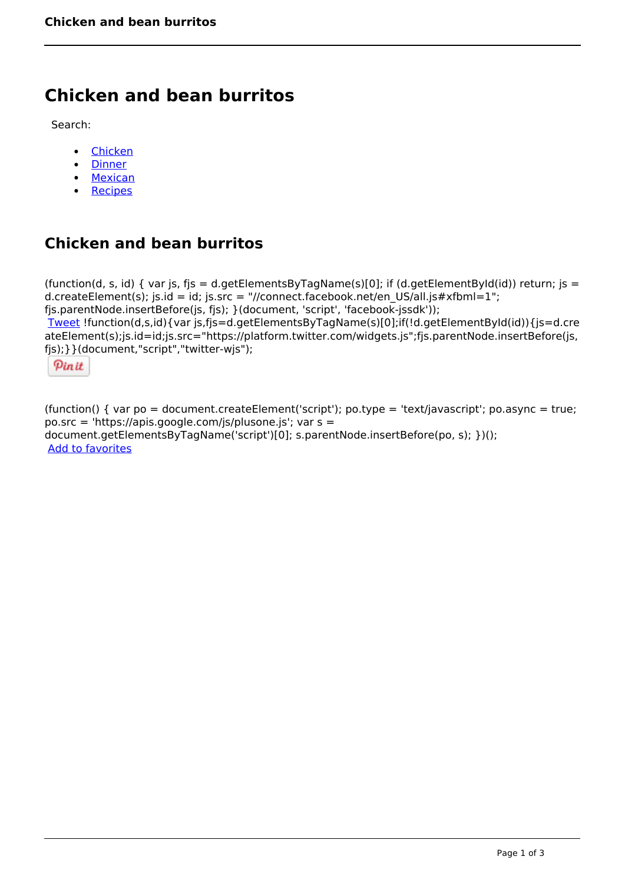# Chicken and bean burritos

Search:

- Chicken
- Dinner
- Mexican
- Recipes

## Chicken and bean burritos

(function(d, s, id) { var js, fjs = d.getElementsByTagName(s)[0]; if (d.getElementById(id)) return; js = d.createElement(s); js.id = id; js.src = "//connect.facebook.net/en_US/all.js#xfbml=1"; fjs.parentNode.insertBefore(js, fjs); }(document, 'script', 'facebook-jssdk'));
Tweet !function(d,s,id){var js,fjs=d.getElementsByTagName(s)[0];if(!d.getElementById(id)){js=d.createElement(s);js.id=id;js.src="https://platform.twitter.com/widgets.js";fjs.parentNode.insertBefore(js,fjs);}}(document,"script","twitter-wjs");

Pin it

(function() { var po = document.createElement('script'); po.type = 'text/javascript'; po.async = true; po.src = 'https://apis.google.com/js/plusone.js'; var s = document.getElementsByTagName('script')[0]; s.parentNode.insertBefore(po, s); })();
Add to favorites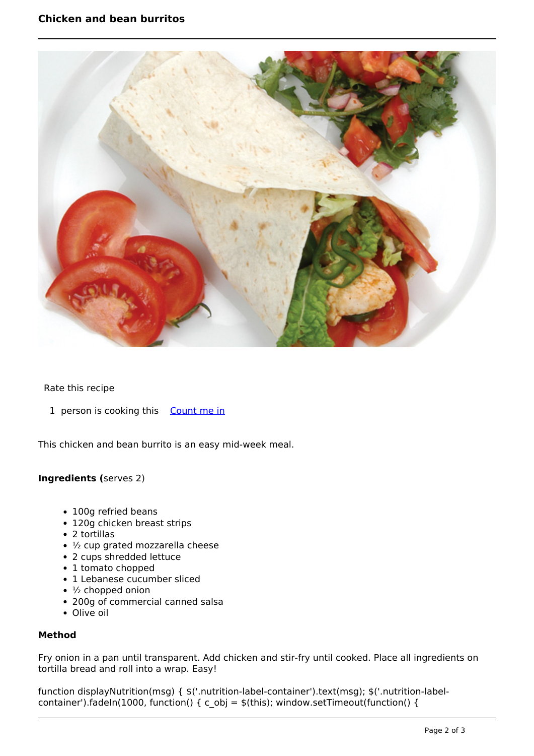# Chicken and bean burritos

Rate this recipe

1 person is cooking this [Count me in]

This chicken and bean burrito is an easy mid-week meal.

**Ingredients (**serves 2)

- 100g refried beans
- 120g chicken breast strips
- 2 tortillas
- ½ cup grated mozzarella cheese
- 2 cups shredded lettuce
- 1 tomato chopped
- 1 Lebanese cucumber sliced
- ½ chopped onion
- 200g of commercial canned salsa
- Olive oil

**Method**

Fry onion in a pan until transparent. Add chicken and stir-fry until cooked. Place all ingredients on tortilla bread and roll into a wrap. Easy!

```
function displayNutrition(msg) { $('.nutrition-label-container').text(msg); $('.nutrition-label-container').fadeIn(1000, function() { c_obj = $(this); window.setTimeout(function() {
```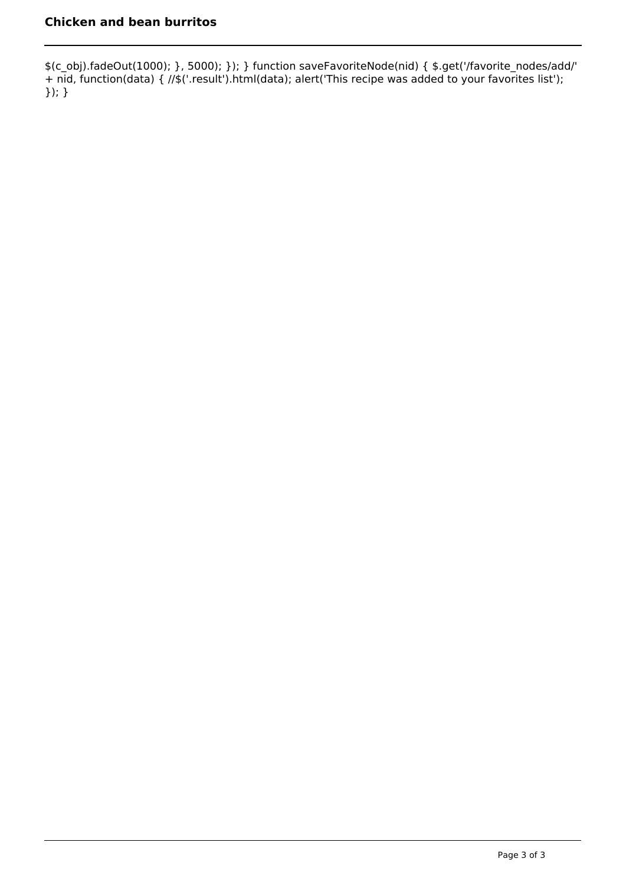```
$(c_obj).fadeOut(1000); }, 5000); }); } function saveFavoriteNode(nid) { $.get('/favorite_nodes/add/' + nid, function(data) { //$('.result').html(data); alert('This recipe was added to your favorites list'); }); }
```